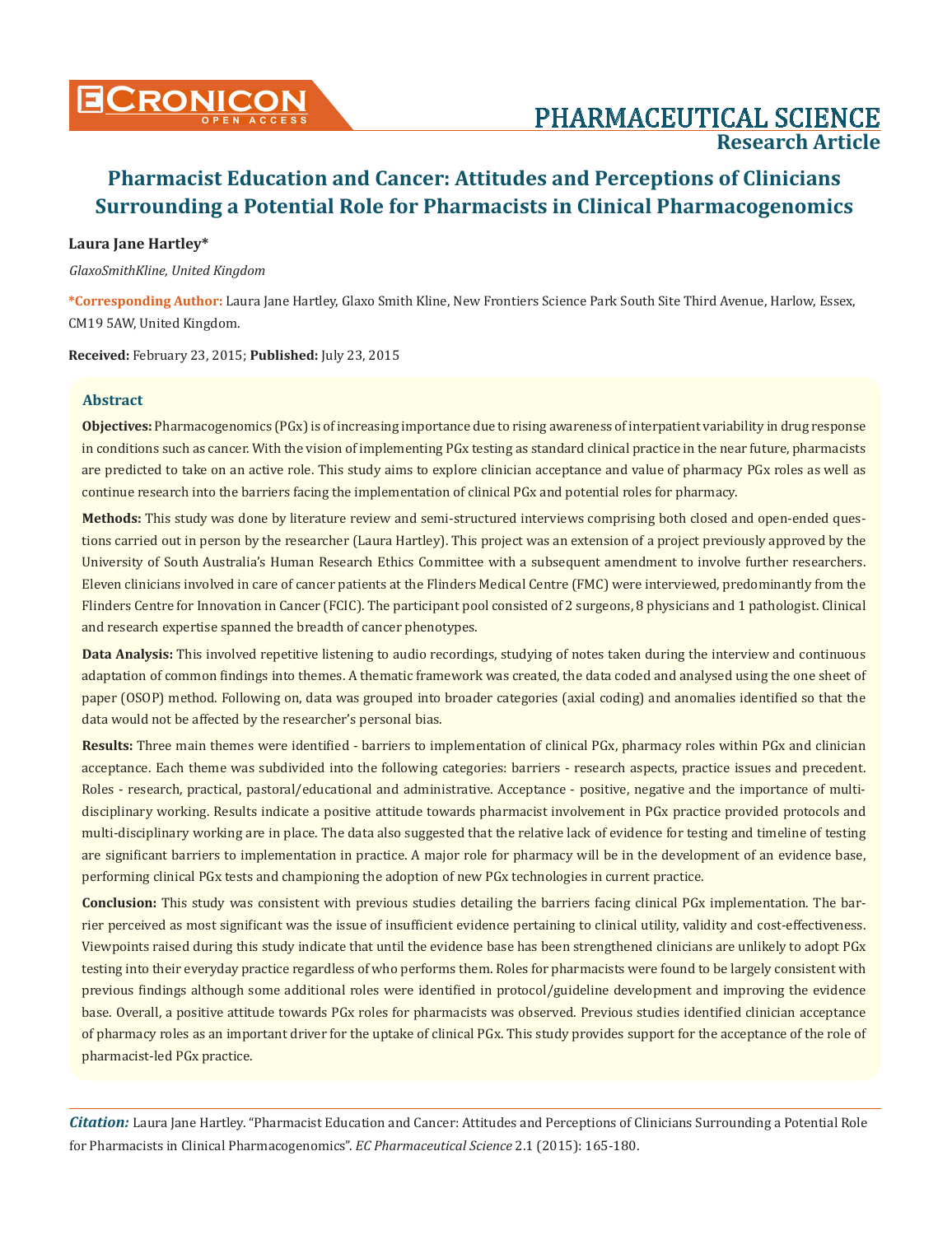# Pharmacist Education and Cancer: Attitudes and Perceptions of Clinicians Surrounding a Potential Role for Pharmacists in Clinical Pharmacogenomics

**Laura Jane Hartley***

*GlaxoSmithKline, United Kingdom*

**\*Corresponding Author:** Laura Jane Hartley, Glaxo Smith Kline, New Frontiers Science Park South Site Third Avenue, Harlow, Essex, CM19 5AW, United Kingdom.

**Received:** February 23, 2015; **Published:** July 23, 2015

## Abstract

**Objectives:** Pharmacogenomics (PGx) is of increasing importance due to rising awareness of interpatient variability in drug response in conditions such as cancer. With the vision of implementing PGx testing as standard clinical practice in the near future, pharmacists are predicted to take on an active role. This study aims to explore clinician acceptance and value of pharmacy PGx roles as well as continue research into the barriers facing the implementation of clinical PGx and potential roles for pharmacy.

**Methods:** This study was done by literature review and semi-structured interviews comprising both closed and open-ended questions carried out in person by the researcher (Laura Hartley). This project was an extension of a project previously approved by the University of South Australia's Human Research Ethics Committee with a subsequent amendment to involve further researchers. Eleven clinicians involved in care of cancer patients at the Flinders Medical Centre (FMC) were interviewed, predominantly from the Flinders Centre for Innovation in Cancer (FCIC). The participant pool consisted of 2 surgeons, 8 physicians and 1 pathologist. Clinical and research expertise spanned the breadth of cancer phenotypes.

**Data Analysis:** This involved repetitive listening to audio recordings, studying of notes taken during the interview and continuous adaptation of common findings into themes. A thematic framework was created, the data coded and analysed using the one sheet of paper (OSOP) method. Following on, data was grouped into broader categories (axial coding) and anomalies identified so that the data would not be affected by the researcher's personal bias.

**Results:** Three main themes were identified - barriers to implementation of clinical PGx, pharmacy roles within PGx and clinician acceptance. Each theme was subdivided into the following categories: barriers - research aspects, practice issues and precedent. Roles - research, practical, pastoral/educational and administrative. Acceptance - positive, negative and the importance of multi-disciplinary working. Results indicate a positive attitude towards pharmacist involvement in PGx practice provided protocols and multi-disciplinary working are in place. The data also suggested that the relative lack of evidence for testing and timeline of testing are significant barriers to implementation in practice. A major role for pharmacy will be in the development of an evidence base, performing clinical PGx tests and championing the adoption of new PGx technologies in current practice.

**Conclusion:** This study was consistent with previous studies detailing the barriers facing clinical PGx implementation. The barrier perceived as most significant was the issue of insufficient evidence pertaining to clinical utility, validity and cost-effectiveness. Viewpoints raised during this study indicate that until the evidence base has been strengthened clinicians are unlikely to adopt PGx testing into their everyday practice regardless of who performs them. Roles for pharmacists were found to be largely consistent with previous findings although some additional roles were identified in protocol/guideline development and improving the evidence base. Overall, a positive attitude towards PGx roles for pharmacists was observed. Previous studies identified clinician acceptance of pharmacy roles as an important driver for the uptake of clinical PGx. This study provides support for the acceptance of the role of pharmacist-led PGx practice.

***Citation:*** Laura Jane Hartley. "Pharmacist Education and Cancer: Attitudes and Perceptions of Clinicians Surrounding a Potential Role for Pharmacists in Clinical Pharmacogenomics". *EC Pharmaceutical Science* 2.1 (2015): 165-180.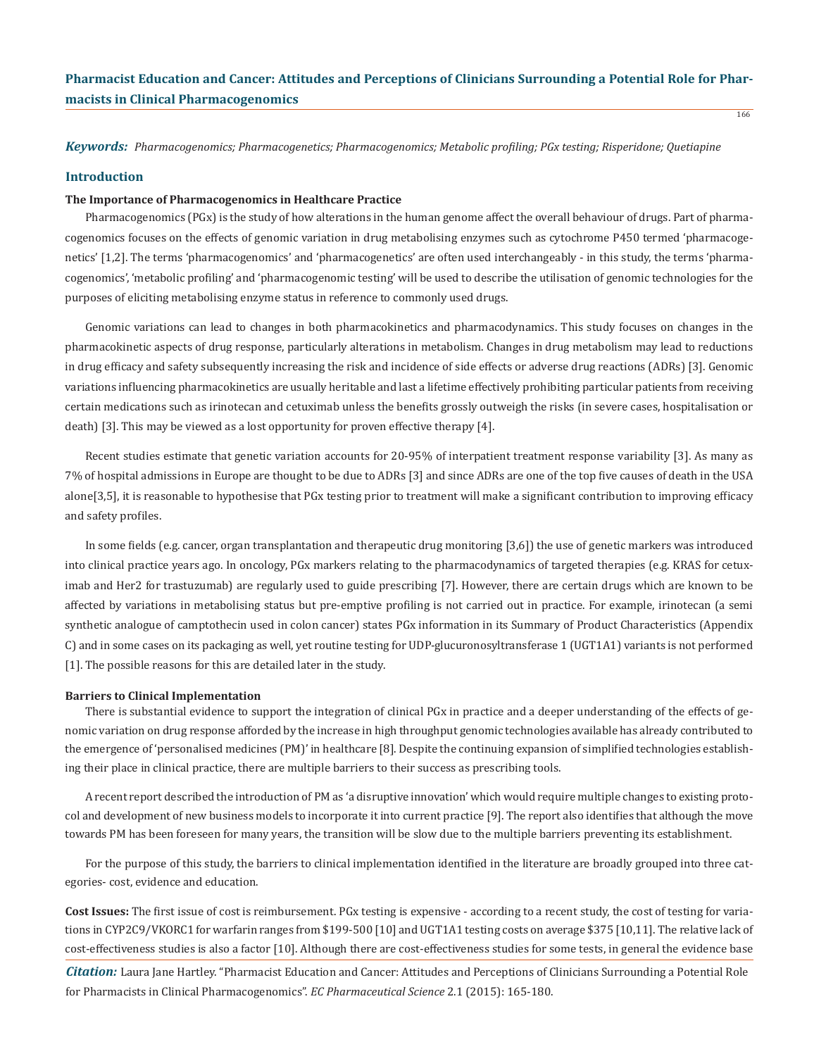*Keywords:* *Pharmacogenomics; Pharmacogenetics; Pharmacogenomics; Metabolic profiling; PGx testing; Risperidone; Quetiapine*

## Introduction

### The Importance of Pharmacogenomics in Healthcare Practice

Pharmacogenomics (PGx) is the study of how alterations in the human genome affect the overall behaviour of drugs. Part of pharmacogenomics focuses on the effects of genomic variation in drug metabolising enzymes such as cytochrome P450 termed 'pharmacogenetics' [1,2]. The terms 'pharmacogenomics' and 'pharmacogenetics' are often used interchangeably - in this study, the terms 'pharmacogenomics', 'metabolic profiling' and 'pharmacogenomic testing' will be used to describe the utilisation of genomic technologies for the purposes of eliciting metabolising enzyme status in reference to commonly used drugs.

Genomic variations can lead to changes in both pharmacokinetics and pharmacodynamics. This study focuses on changes in the pharmacokinetic aspects of drug response, particularly alterations in metabolism. Changes in drug metabolism may lead to reductions in drug efficacy and safety subsequently increasing the risk and incidence of side effects or adverse drug reactions (ADRs) [3]. Genomic variations influencing pharmacokinetics are usually heritable and last a lifetime effectively prohibiting particular patients from receiving certain medications such as irinotecan and cetuximab unless the benefits grossly outweigh the risks (in severe cases, hospitalisation or death) [3]. This may be viewed as a lost opportunity for proven effective therapy [4].

Recent studies estimate that genetic variation accounts for 20-95% of interpatient treatment response variability [3]. As many as 7% of hospital admissions in Europe are thought to be due to ADRs [3] and since ADRs are one of the top five causes of death in the USA alone[3,5], it is reasonable to hypothesise that PGx testing prior to treatment will make a significant contribution to improving efficacy and safety profiles.

In some fields (e.g. cancer, organ transplantation and therapeutic drug monitoring [3,6]) the use of genetic markers was introduced into clinical practice years ago. In oncology, PGx markers relating to the pharmacodynamics of targeted therapies (e.g. KRAS for cetuximab and Her2 for trastuzumab) are regularly used to guide prescribing [7]. However, there are certain drugs which are known to be affected by variations in metabolising status but pre-emptive profiling is not carried out in practice. For example, irinotecan (a semi synthetic analogue of camptothecin used in colon cancer) states PGx information in its Summary of Product Characteristics (Appendix C) and in some cases on its packaging as well, yet routine testing for UDP-glucuronosyltransferase 1 (UGT1A1) variants is not performed [1]. The possible reasons for this are detailed later in the study.

### Barriers to Clinical Implementation

There is substantial evidence to support the integration of clinical PGx in practice and a deeper understanding of the effects of genomic variation on drug response afforded by the increase in high throughput genomic technologies available has already contributed to the emergence of 'personalised medicines (PM)' in healthcare [8]. Despite the continuing expansion of simplified technologies establishing their place in clinical practice, there are multiple barriers to their success as prescribing tools.

A recent report described the introduction of PM as 'a disruptive innovation' which would require multiple changes to existing protocol and development of new business models to incorporate it into current practice [9]. The report also identifies that although the move towards PM has been foreseen for many years, the transition will be slow due to the multiple barriers preventing its establishment.

For the purpose of this study, the barriers to clinical implementation identified in the literature are broadly grouped into three categories- cost, evidence and education.

**Cost Issues:** The first issue of cost is reimbursement. PGx testing is expensive - according to a recent study, the cost of testing for variations in CYP2C9/VKORC1 for warfarin ranges from $199-500 [10] and UGT1A1 testing costs on average $375 [10,11]. The relative lack of cost-effectiveness studies is also a factor [10]. Although there are cost-effectiveness studies for some tests, in general the evidence base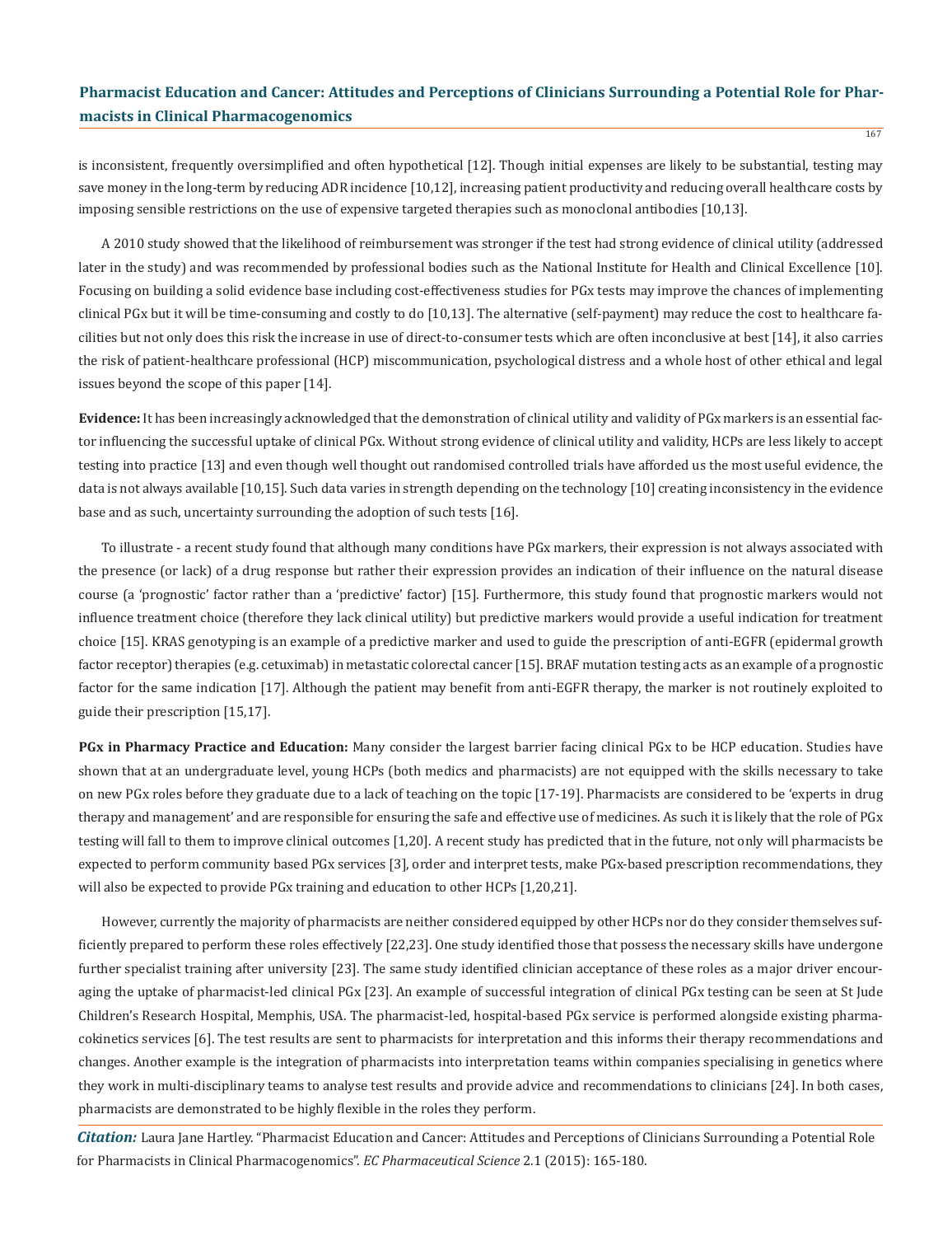is inconsistent, frequently oversimplified and often hypothetical [12]. Though initial expenses are likely to be substantial, testing may save money in the long-term by reducing ADR incidence [10,12], increasing patient productivity and reducing overall healthcare costs by imposing sensible restrictions on the use of expensive targeted therapies such as monoclonal antibodies [10,13].

A 2010 study showed that the likelihood of reimbursement was stronger if the test had strong evidence of clinical utility (addressed later in the study) and was recommended by professional bodies such as the National Institute for Health and Clinical Excellence [10]. Focusing on building a solid evidence base including cost-effectiveness studies for PGx tests may improve the chances of implementing clinical PGx but it will be time-consuming and costly to do [10,13]. The alternative (self-payment) may reduce the cost to healthcare facilities but not only does this risk the increase in use of direct-to-consumer tests which are often inconclusive at best [14], it also carries the risk of patient-healthcare professional (HCP) miscommunication, psychological distress and a whole host of other ethical and legal issues beyond the scope of this paper [14].

**Evidence:** It has been increasingly acknowledged that the demonstration of clinical utility and validity of PGx markers is an essential factor influencing the successful uptake of clinical PGx. Without strong evidence of clinical utility and validity, HCPs are less likely to accept testing into practice [13] and even though well thought out randomised controlled trials have afforded us the most useful evidence, the data is not always available [10,15]. Such data varies in strength depending on the technology [10] creating inconsistency in the evidence base and as such, uncertainty surrounding the adoption of such tests [16].

To illustrate - a recent study found that although many conditions have PGx markers, their expression is not always associated with the presence (or lack) of a drug response but rather their expression provides an indication of their influence on the natural disease course (a 'prognostic' factor rather than a 'predictive' factor) [15]. Furthermore, this study found that prognostic markers would not influence treatment choice (therefore they lack clinical utility) but predictive markers would provide a useful indication for treatment choice [15]. KRAS genotyping is an example of a predictive marker and used to guide the prescription of anti-EGFR (epidermal growth factor receptor) therapies (e.g. cetuximab) in metastatic colorectal cancer [15]. BRAF mutation testing acts as an example of a prognostic factor for the same indication [17]. Although the patient may benefit from anti-EGFR therapy, the marker is not routinely exploited to guide their prescription [15,17].

**PGx in Pharmacy Practice and Education:** Many consider the largest barrier facing clinical PGx to be HCP education. Studies have shown that at an undergraduate level, young HCPs (both medics and pharmacists) are not equipped with the skills necessary to take on new PGx roles before they graduate due to a lack of teaching on the topic [17-19]. Pharmacists are considered to be 'experts in drug therapy and management' and are responsible for ensuring the safe and effective use of medicines. As such it is likely that the role of PGx testing will fall to them to improve clinical outcomes [1,20]. A recent study has predicted that in the future, not only will pharmacists be expected to perform community based PGx services [3], order and interpret tests, make PGx-based prescription recommendations, they will also be expected to provide PGx training and education to other HCPs [1,20,21].

However, currently the majority of pharmacists are neither considered equipped by other HCPs nor do they consider themselves sufficiently prepared to perform these roles effectively [22,23]. One study identified those that possess the necessary skills have undergone further specialist training after university [23]. The same study identified clinician acceptance of these roles as a major driver encouraging the uptake of pharmacist-led clinical PGx [23]. An example of successful integration of clinical PGx testing can be seen at St Jude Children's Research Hospital, Memphis, USA. The pharmacist-led, hospital-based PGx service is performed alongside existing pharmacokinetics services [6]. The test results are sent to pharmacists for interpretation and this informs their therapy recommendations and changes. Another example is the integration of pharmacists into interpretation teams within companies specialising in genetics where they work in multi-disciplinary teams to analyse test results and provide advice and recommendations to clinicians [24]. In both cases, pharmacists are demonstrated to be highly flexible in the roles they perform.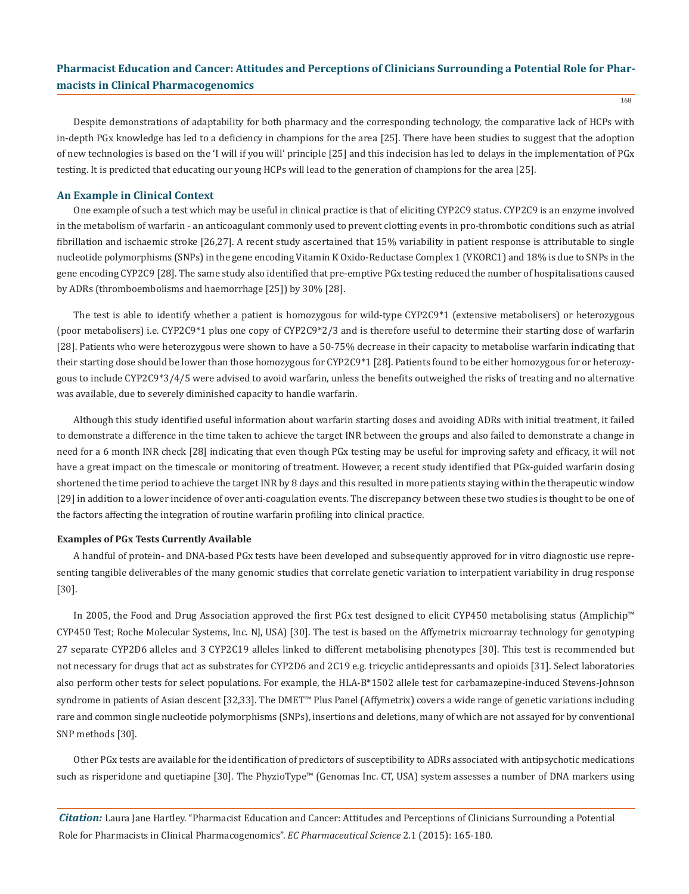Despite demonstrations of adaptability for both pharmacy and the corresponding technology, the comparative lack of HCPs with in-depth PGx knowledge has led to a deficiency in champions for the area [25]. There have been studies to suggest that the adoption of new technologies is based on the 'I will if you will' principle [25] and this indecision has led to delays in the implementation of PGx testing. It is predicted that educating our young HCPs will lead to the generation of champions for the area [25].

## An Example in Clinical Context

One example of such a test which may be useful in clinical practice is that of eliciting CYP2C9 status. CYP2C9 is an enzyme involved in the metabolism of warfarin - an anticoagulant commonly used to prevent clotting events in pro-thrombotic conditions such as atrial fibrillation and ischaemic stroke [26,27]. A recent study ascertained that 15% variability in patient response is attributable to single nucleotide polymorphisms (SNPs) in the gene encoding Vitamin K Oxido-Reductase Complex 1 (VKORC1) and 18% is due to SNPs in the gene encoding CYP2C9 [28]. The same study also identified that pre-emptive PGx testing reduced the number of hospitalisations caused by ADRs (thromboembolisms and haemorrhage [25]) by 30% [28].

The test is able to identify whether a patient is homozygous for wild-type CYP2C9*1 (extensive metabolisers) or heterozygous (poor metabolisers) i.e. CYP2C9*1 plus one copy of CYP2C9*2/3 and is therefore useful to determine their starting dose of warfarin [28]. Patients who were heterozygous were shown to have a 50-75% decrease in their capacity to metabolise warfarin indicating that their starting dose should be lower than those homozygous for CYP2C9*1 [28]. Patients found to be either homozygous for or heterozygous to include CYP2C9*3/4/5 were advised to avoid warfarin, unless the benefits outweighed the risks of treating and no alternative was available, due to severely diminished capacity to handle warfarin.

Although this study identified useful information about warfarin starting doses and avoiding ADRs with initial treatment, it failed to demonstrate a difference in the time taken to achieve the target INR between the groups and also failed to demonstrate a change in need for a 6 month INR check [28] indicating that even though PGx testing may be useful for improving safety and efficacy, it will not have a great impact on the timescale or monitoring of treatment. However, a recent study identified that PGx-guided warfarin dosing shortened the time period to achieve the target INR by 8 days and this resulted in more patients staying within the therapeutic window [29] in addition to a lower incidence of over anti-coagulation events. The discrepancy between these two studies is thought to be one of the factors affecting the integration of routine warfarin profiling into clinical practice.

### Examples of PGx Tests Currently Available

A handful of protein- and DNA-based PGx tests have been developed and subsequently approved for in vitro diagnostic use representing tangible deliverables of the many genomic studies that correlate genetic variation to interpatient variability in drug response [30].

In 2005, the Food and Drug Association approved the first PGx test designed to elicit CYP450 metabolising status (Amplichip™ CYP450 Test; Roche Molecular Systems, Inc. NJ, USA) [30]. The test is based on the Affymetrix microarray technology for genotyping 27 separate CYP2D6 alleles and 3 CYP2C19 alleles linked to different metabolising phenotypes [30]. This test is recommended but not necessary for drugs that act as substrates for CYP2D6 and 2C19 e.g. tricyclic antidepressants and opioids [31]. Select laboratories also perform other tests for select populations. For example, the HLA-B*1502 allele test for carbamazepine-induced Stevens-Johnson syndrome in patients of Asian descent [32,33]. The DMET™ Plus Panel (Affymetrix) covers a wide range of genetic variations including rare and common single nucleotide polymorphisms (SNPs), insertions and deletions, many of which are not assayed for by conventional SNP methods [30].

Other PGx tests are available for the identification of predictors of susceptibility to ADRs associated with antipsychotic medications such as risperidone and quetiapine [30]. The PhyzioType™ (Genomas Inc. CT, USA) system assesses a number of DNA markers using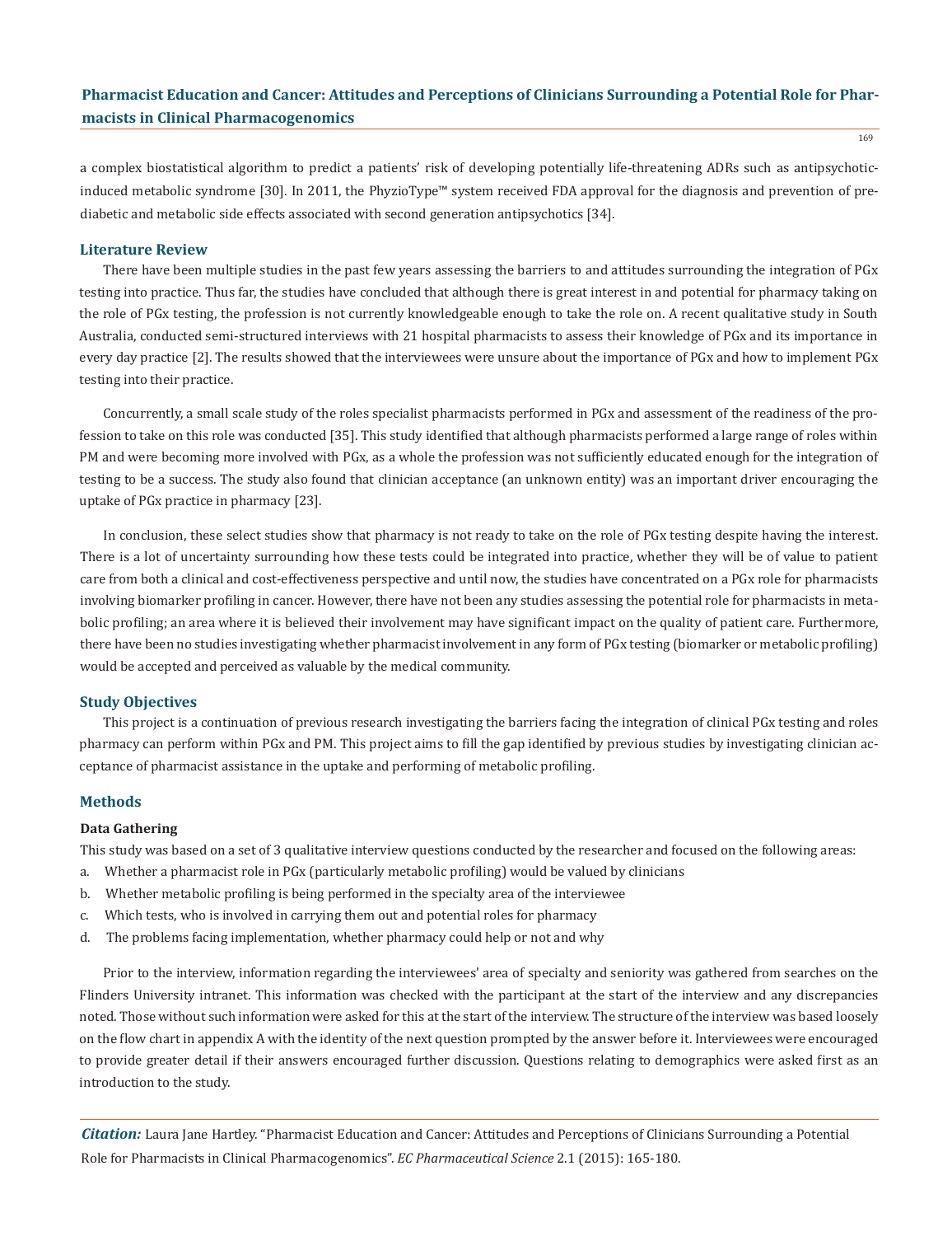a complex biostatistical algorithm to predict a patients' risk of developing potentially life-threatening ADRs such as antipsychotic-induced metabolic syndrome [30]. In 2011, the PhyzioType™ system received FDA approval for the diagnosis and prevention of pre-diabetic and metabolic side effects associated with second generation antipsychotics [34].

## Literature Review

There have been multiple studies in the past few years assessing the barriers to and attitudes surrounding the integration of PGx testing into practice. Thus far, the studies have concluded that although there is great interest in and potential for pharmacy taking on the role of PGx testing, the profession is not currently knowledgeable enough to take the role on. A recent qualitative study in South Australia, conducted semi-structured interviews with 21 hospital pharmacists to assess their knowledge of PGx and its importance in every day practice [2]. The results showed that the interviewees were unsure about the importance of PGx and how to implement PGx testing into their practice.

Concurrently, a small scale study of the roles specialist pharmacists performed in PGx and assessment of the readiness of the profession to take on this role was conducted [35]. This study identified that although pharmacists performed a large range of roles within PM and were becoming more involved with PGx, as a whole the profession was not sufficiently educated enough for the integration of testing to be a success. The study also found that clinician acceptance (an unknown entity) was an important driver encouraging the uptake of PGx practice in pharmacy [23].

In conclusion, these select studies show that pharmacy is not ready to take on the role of PGx testing despite having the interest. There is a lot of uncertainty surrounding how these tests could be integrated into practice, whether they will be of value to patient care from both a clinical and cost-effectiveness perspective and until now, the studies have concentrated on a PGx role for pharmacists involving biomarker profiling in cancer. However, there have not been any studies assessing the potential role for pharmacists in metabolic profiling; an area where it is believed their involvement may have significant impact on the quality of patient care. Furthermore, there have been no studies investigating whether pharmacist involvement in any form of PGx testing (biomarker or metabolic profiling) would be accepted and perceived as valuable by the medical community.

## Study Objectives

This project is a continuation of previous research investigating the barriers facing the integration of clinical PGx testing and roles pharmacy can perform within PGx and PM. This project aims to fill the gap identified by previous studies by investigating clinician acceptance of pharmacist assistance in the uptake and performing of metabolic profiling.

## Methods

### Data Gathering

This study was based on a set of 3 qualitative interview questions conducted by the researcher and focused on the following areas:

a. Whether a pharmacist role in PGx (particularly metabolic profiling) would be valued by clinicians
b. Whether metabolic profiling is being performed in the specialty area of the interviewee
c. Which tests, who is involved in carrying them out and potential roles for pharmacy
d. The problems facing implementation, whether pharmacy could help or not and why

Prior to the interview, information regarding the interviewees' area of specialty and seniority was gathered from searches on the Flinders University intranet. This information was checked with the participant at the start of the interview and any discrepancies noted. Those without such information were asked for this at the start of the interview. The structure of the interview was based loosely on the flow chart in appendix A with the identity of the next question prompted by the answer before it. Interviewees were encouraged to provide greater detail if their answers encouraged further discussion. Questions relating to demographics were asked first as an introduction to the study.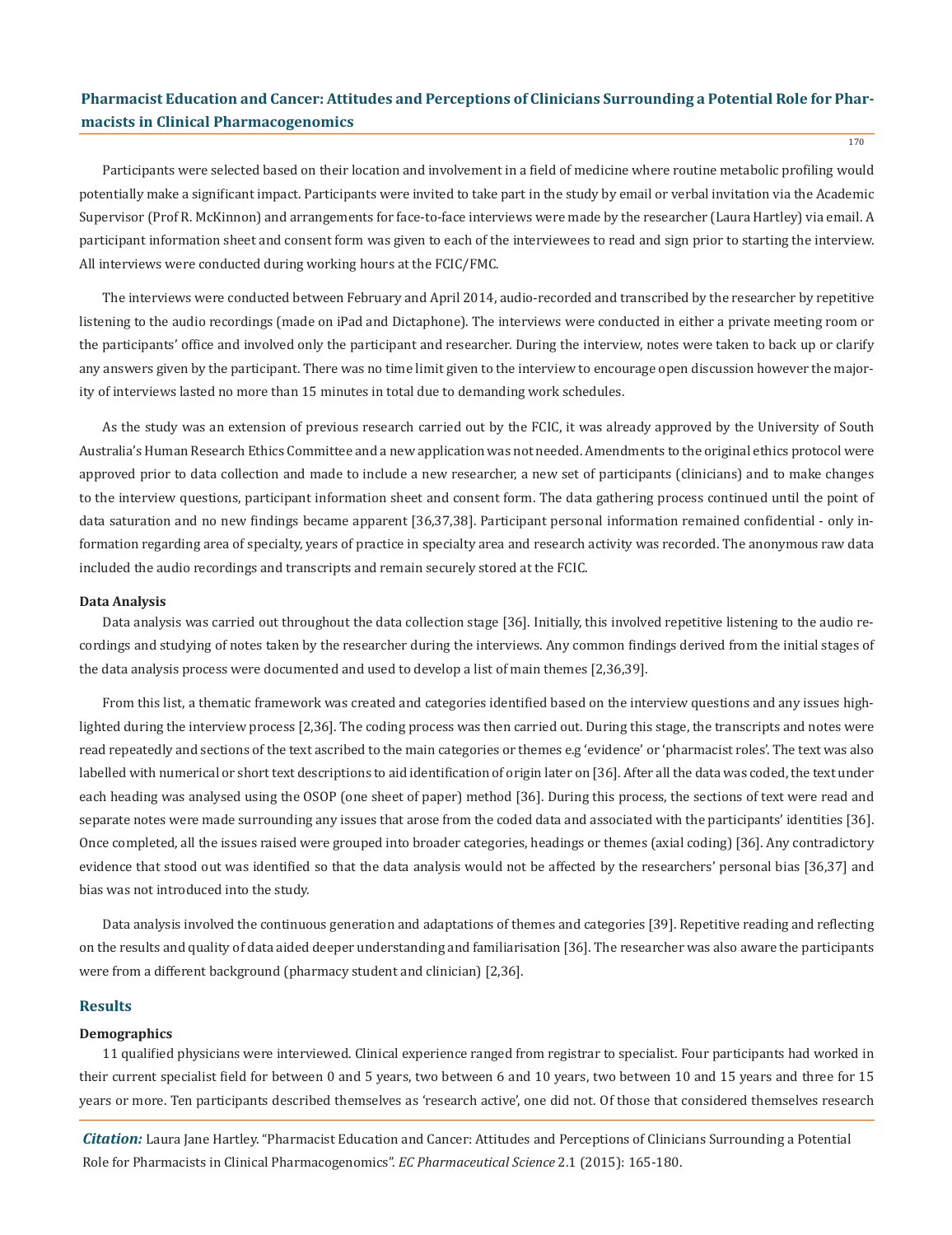Participants were selected based on their location and involvement in a field of medicine where routine metabolic profiling would potentially make a significant impact. Participants were invited to take part in the study by email or verbal invitation via the Academic Supervisor (Prof R. McKinnon) and arrangements for face-to-face interviews were made by the researcher (Laura Hartley) via email. A participant information sheet and consent form was given to each of the interviewees to read and sign prior to starting the interview. All interviews were conducted during working hours at the FCIC/FMC.

The interviews were conducted between February and April 2014, audio-recorded and transcribed by the researcher by repetitive listening to the audio recordings (made on iPad and Dictaphone). The interviews were conducted in either a private meeting room or the participants' office and involved only the participant and researcher. During the interview, notes were taken to back up or clarify any answers given by the participant. There was no time limit given to the interview to encourage open discussion however the majority of interviews lasted no more than 15 minutes in total due to demanding work schedules.

As the study was an extension of previous research carried out by the FCIC, it was already approved by the University of South Australia's Human Research Ethics Committee and a new application was not needed. Amendments to the original ethics protocol were approved prior to data collection and made to include a new researcher, a new set of participants (clinicians) and to make changes to the interview questions, participant information sheet and consent form. The data gathering process continued until the point of data saturation and no new findings became apparent [36,37,38]. Participant personal information remained confidential - only information regarding area of specialty, years of practice in specialty area and research activity was recorded. The anonymous raw data included the audio recordings and transcripts and remain securely stored at the FCIC.

**Data Analysis**

Data analysis was carried out throughout the data collection stage [36]. Initially, this involved repetitive listening to the audio recordings and studying of notes taken by the researcher during the interviews. Any common findings derived from the initial stages of the data analysis process were documented and used to develop a list of main themes [2,36,39].

From this list, a thematic framework was created and categories identified based on the interview questions and any issues highlighted during the interview process [2,36]. The coding process was then carried out. During this stage, the transcripts and notes were read repeatedly and sections of the text ascribed to the main categories or themes e.g 'evidence' or 'pharmacist roles'. The text was also labelled with numerical or short text descriptions to aid identification of origin later on [36]. After all the data was coded, the text under each heading was analysed using the OSOP (one sheet of paper) method [36]. During this process, the sections of text were read and separate notes were made surrounding any issues that arose from the coded data and associated with the participants' identities [36]. Once completed, all the issues raised were grouped into broader categories, headings or themes (axial coding) [36]. Any contradictory evidence that stood out was identified so that the data analysis would not be affected by the researchers' personal bias [36,37] and bias was not introduced into the study.

Data analysis involved the continuous generation and adaptations of themes and categories [39]. Repetitive reading and reflecting on the results and quality of data aided deeper understanding and familiarisation [36]. The researcher was also aware the participants were from a different background (pharmacy student and clinician) [2,36].

## Results

**Demographics**

11 qualified physicians were interviewed. Clinical experience ranged from registrar to specialist. Four participants had worked in their current specialist field for between 0 and 5 years, two between 6 and 10 years, two between 10 and 15 years and three for 15 years or more. Ten participants described themselves as 'research active', one did not. Of those that considered themselves research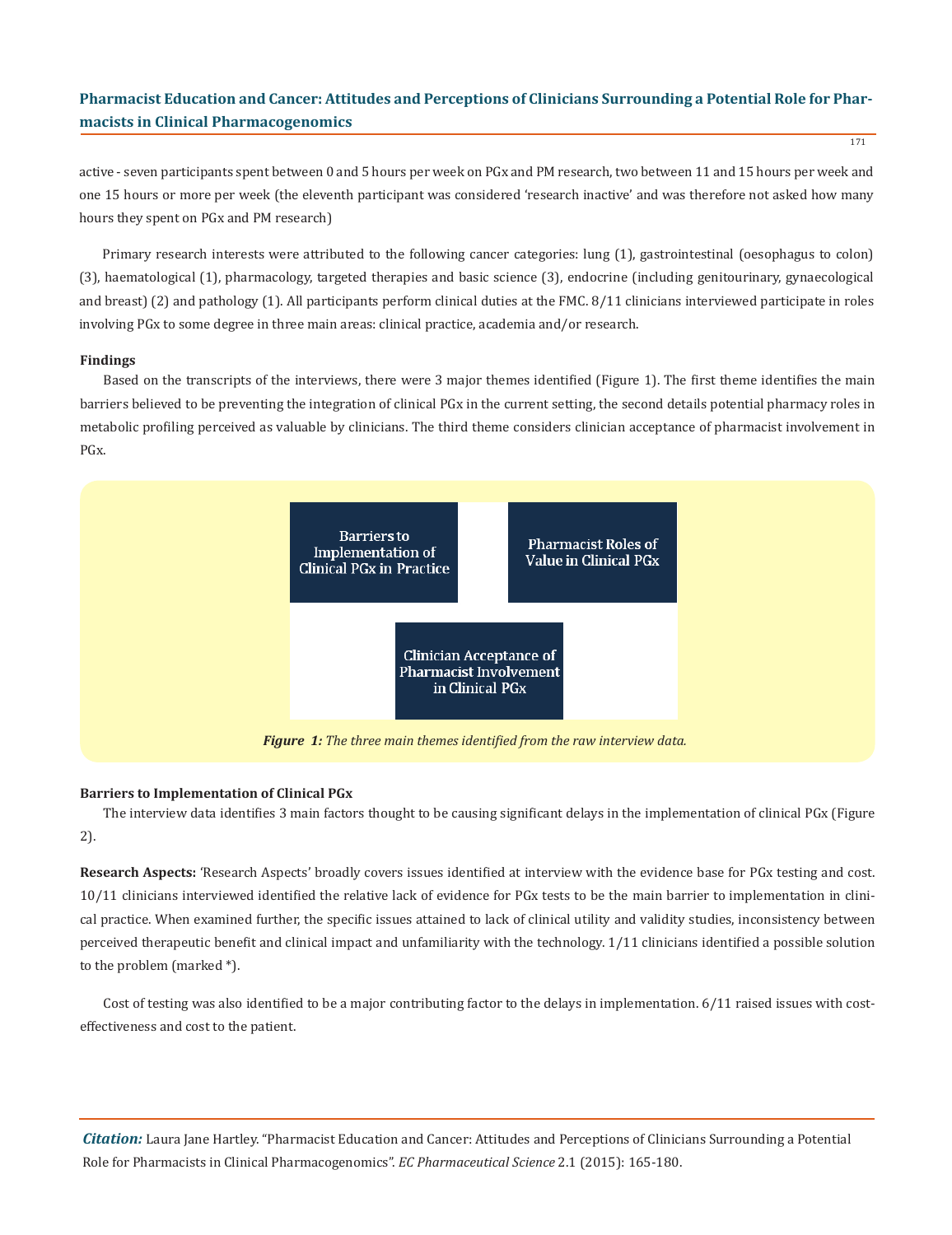active - seven participants spent between 0 and 5 hours per week on PGx and PM research, two between 11 and 15 hours per week and one 15 hours or more per week (the eleventh participant was considered 'research inactive' and was therefore not asked how many hours they spent on PGx and PM research)

Primary research interests were attributed to the following cancer categories: lung (1), gastrointestinal (oesophagus to colon) (3), haematological (1), pharmacology, targeted therapies and basic science (3), endocrine (including genitourinary, gynaecological and breast) (2) and pathology (1). All participants perform clinical duties at the FMC. 8/11 clinicians interviewed participate in roles involving PGx to some degree in three main areas: clinical practice, academia and/or research.

### Findings

Based on the transcripts of the interviews, there were 3 major themes identified (Figure 1). The first theme identifies the main barriers believed to be preventing the integration of clinical PGx in the current setting, the second details potential pharmacy roles in metabolic profiling perceived as valuable by clinicians. The third theme considers clinician acceptance of pharmacist involvement in PGx.

Barriers to Implementation of Clinical PGx in Practice

Pharmacist Roles of Value in Clinical PGx

Clinician Acceptance of Pharmacist Involvement in Clinical PGx

***Figure 1:*** *The three main themes identified from the raw interview data.*

### Barriers to Implementation of Clinical PGx

The interview data identifies 3 main factors thought to be causing significant delays in the implementation of clinical PGx (Figure 2).

**Research Aspects:** 'Research Aspects' broadly covers issues identified at interview with the evidence base for PGx testing and cost. 10/11 clinicians interviewed identified the relative lack of evidence for PGx tests to be the main barrier to implementation in clinical practice. When examined further, the specific issues attained to lack of clinical utility and validity studies, inconsistency between perceived therapeutic benefit and clinical impact and unfamiliarity with the technology. 1/11 clinicians identified a possible solution to the problem (marked *).

Cost of testing was also identified to be a major contributing factor to the delays in implementation. 6/11 raised issues with cost-effectiveness and cost to the patient.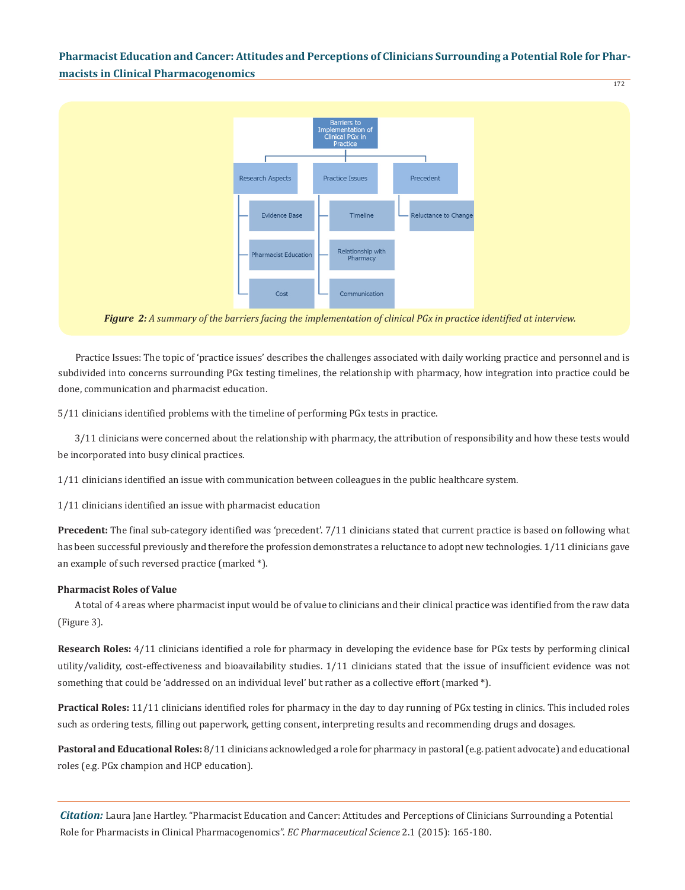Barriers to Implementation of Clinical PGx in Practice

- Research Aspects
  - Evidence Base
  - Pharmacist Education
  - Cost
- Practice Issues
  - Timeline
  - Relationship with Pharmacy
  - Communication
- Precedent
  - Reluctance to Change

***Figure 2:*** *A summary of the barriers facing the implementation of clinical PGx in practice identified at interview.*

Practice Issues: The topic of 'practice issues' describes the challenges associated with daily working practice and personnel and is subdivided into concerns surrounding PGx testing timelines, the relationship with pharmacy, how integration into practice could be done, communication and pharmacist education.

5/11 clinicians identified problems with the timeline of performing PGx tests in practice.

3/11 clinicians were concerned about the relationship with pharmacy, the attribution of responsibility and how these tests would be incorporated into busy clinical practices.

1/11 clinicians identified an issue with communication between colleagues in the public healthcare system.

1/11 clinicians identified an issue with pharmacist education

**Precedent:** The final sub-category identified was 'precedent'. 7/11 clinicians stated that current practice is based on following what has been successful previously and therefore the profession demonstrates a reluctance to adopt new technologies. 1/11 clinicians gave an example of such reversed practice (marked *).

#### Pharmacist Roles of Value

A total of 4 areas where pharmacist input would be of value to clinicians and their clinical practice was identified from the raw data (Figure 3).

**Research Roles:** 4/11 clinicians identified a role for pharmacy in developing the evidence base for PGx tests by performing clinical utility/validity, cost-effectiveness and bioavailability studies. 1/11 clinicians stated that the issue of insufficient evidence was not something that could be 'addressed on an individual level' but rather as a collective effort (marked *).

**Practical Roles:** 11/11 clinicians identified roles for pharmacy in the day to day running of PGx testing in clinics. This included roles such as ordering tests, filling out paperwork, getting consent, interpreting results and recommending drugs and dosages.

**Pastoral and Educational Roles:** 8/11 clinicians acknowledged a role for pharmacy in pastoral (e.g. patient advocate) and educational roles (e.g. PGx champion and HCP education).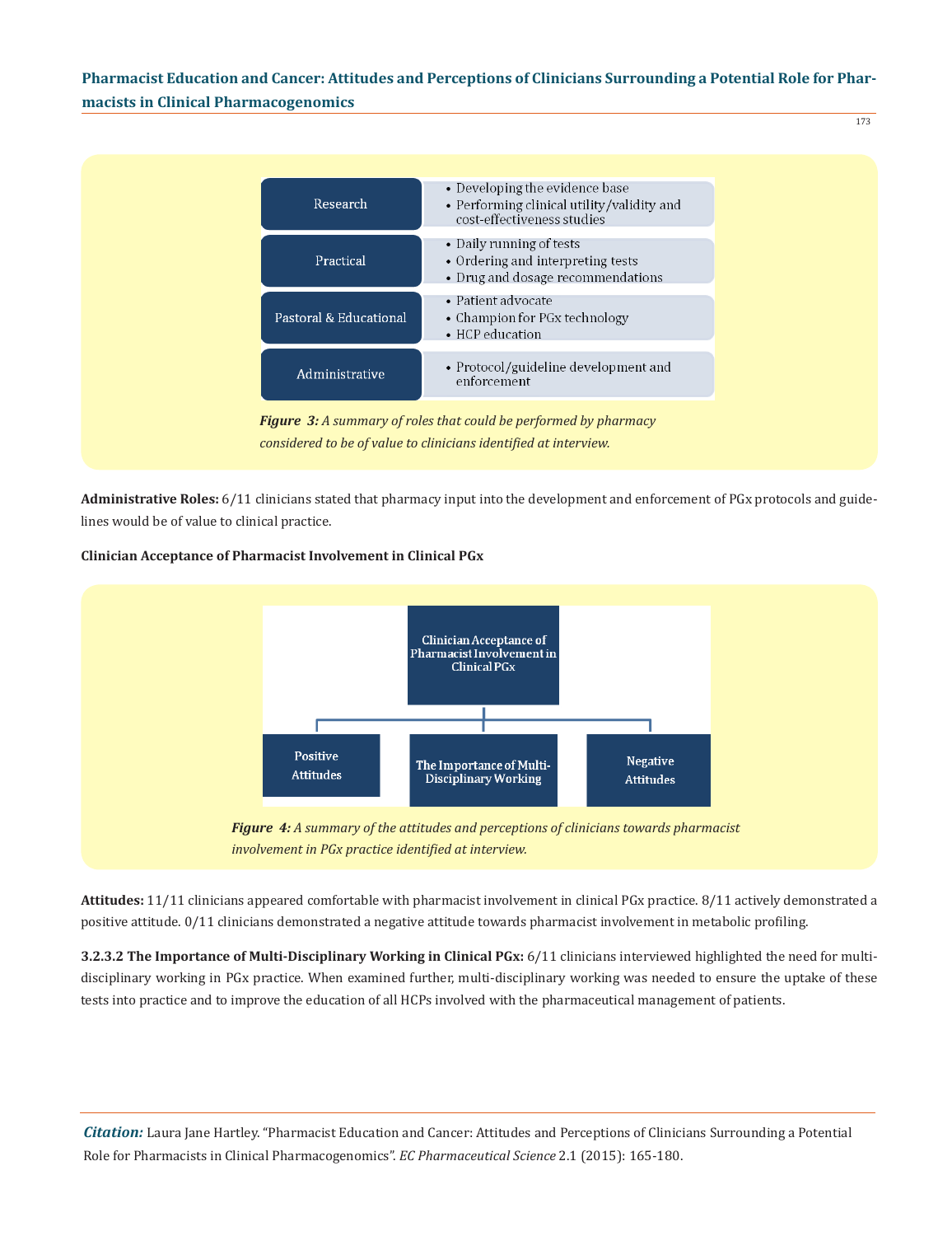| Research | • Developing the evidence base<br>• Performing clinical utility/validity and cost-effectiveness studies |
| --- | --- |
| Practical | • Daily running of tests<br>• Ordering and interpreting tests<br>• Drug and dosage recommendations |
| Pastoral & Educational | • Patient advocate<br>• Champion for PGx technology<br>• HCP education |
| Administrative | • Protocol/guideline development and enforcement |

***Figure 3:*** *A summary of roles that could be performed by pharmacy considered to be of value to clinicians identified at interview.*

**Administrative Roles:** 6/11 clinicians stated that pharmacy input into the development and enforcement of PGx protocols and guidelines would be of value to clinical practice.

**Clinician Acceptance of Pharmacist Involvement in Clinical PGx**

Clinician Acceptance of Pharmacist Involvement in Clinical PGx

- Positive Attitudes
- The Importance of Multi-Disciplinary Working
- Negative Attitudes

***Figure 4:*** *A summary of the attitudes and perceptions of clinicians towards pharmacist involvement in PGx practice identified at interview.*

**Attitudes:** 11/11 clinicians appeared comfortable with pharmacist involvement in clinical PGx practice. 8/11 actively demonstrated a positive attitude. 0/11 clinicians demonstrated a negative attitude towards pharmacist involvement in metabolic profiling.

**3.2.3.2 The Importance of Multi-Disciplinary Working in Clinical PGx:** 6/11 clinicians interviewed highlighted the need for multi-disciplinary working in PGx practice. When examined further, multi-disciplinary working was needed to ensure the uptake of these tests into practice and to improve the education of all HCPs involved with the pharmaceutical management of patients.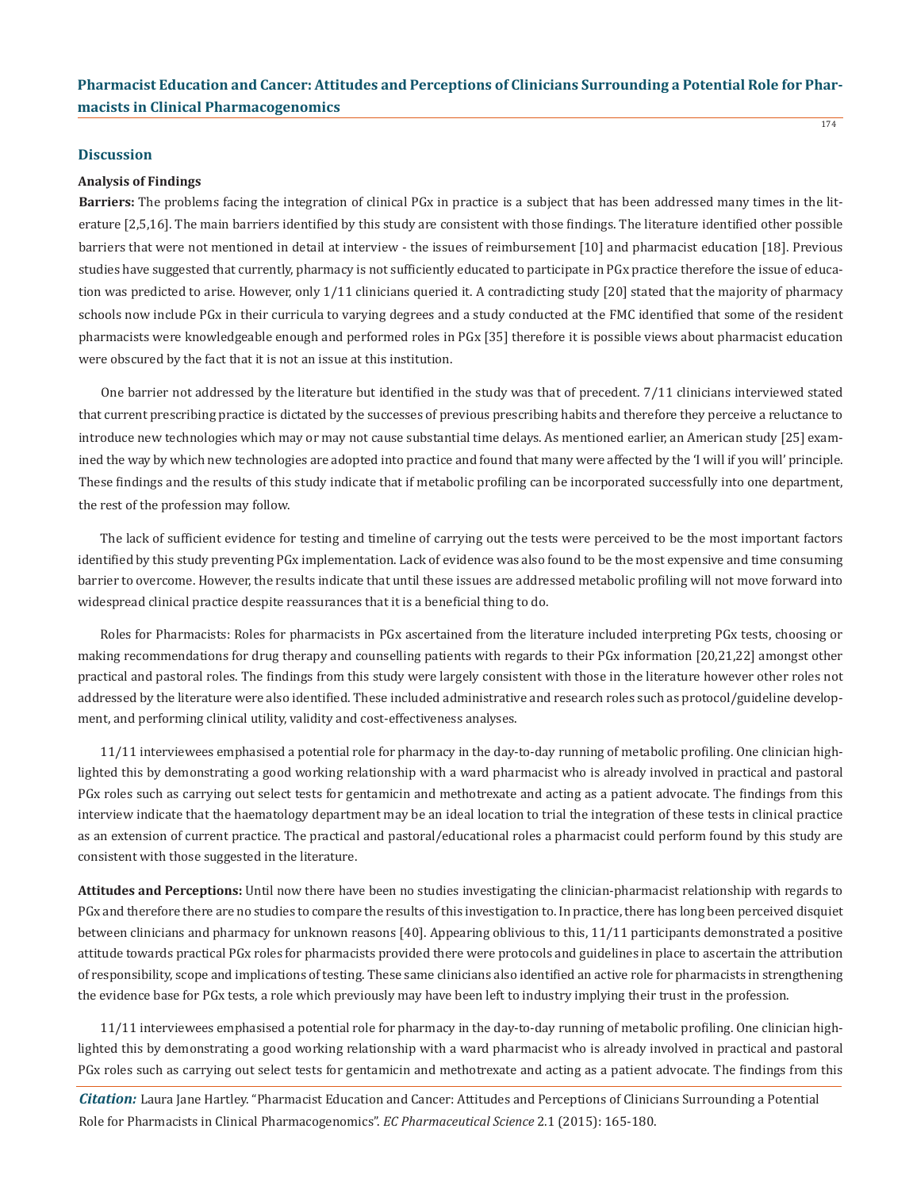## Discussion

### Analysis of Findings

**Barriers:** The problems facing the integration of clinical PGx in practice is a subject that has been addressed many times in the literature [2,5,16]. The main barriers identified by this study are consistent with those findings. The literature identified other possible barriers that were not mentioned in detail at interview - the issues of reimbursement [10] and pharmacist education [18]. Previous studies have suggested that currently, pharmacy is not sufficiently educated to participate in PGx practice therefore the issue of education was predicted to arise. However, only 1/11 clinicians queried it. A contradicting study [20] stated that the majority of pharmacy schools now include PGx in their curricula to varying degrees and a study conducted at the FMC identified that some of the resident pharmacists were knowledgeable enough and performed roles in PGx [35] therefore it is possible views about pharmacist education were obscured by the fact that it is not an issue at this institution.

One barrier not addressed by the literature but identified in the study was that of precedent. 7/11 clinicians interviewed stated that current prescribing practice is dictated by the successes of previous prescribing habits and therefore they perceive a reluctance to introduce new technologies which may or may not cause substantial time delays. As mentioned earlier, an American study [25] examined the way by which new technologies are adopted into practice and found that many were affected by the 'I will if you will' principle. These findings and the results of this study indicate that if metabolic profiling can be incorporated successfully into one department, the rest of the profession may follow.

The lack of sufficient evidence for testing and timeline of carrying out the tests were perceived to be the most important factors identified by this study preventing PGx implementation. Lack of evidence was also found to be the most expensive and time consuming barrier to overcome. However, the results indicate that until these issues are addressed metabolic profiling will not move forward into widespread clinical practice despite reassurances that it is a beneficial thing to do.

Roles for Pharmacists: Roles for pharmacists in PGx ascertained from the literature included interpreting PGx tests, choosing or making recommendations for drug therapy and counselling patients with regards to their PGx information [20,21,22] amongst other practical and pastoral roles. The findings from this study were largely consistent with those in the literature however other roles not addressed by the literature were also identified. These included administrative and research roles such as protocol/guideline development, and performing clinical utility, validity and cost-effectiveness analyses.

11/11 interviewees emphasised a potential role for pharmacy in the day-to-day running of metabolic profiling. One clinician highlighted this by demonstrating a good working relationship with a ward pharmacist who is already involved in practical and pastoral PGx roles such as carrying out select tests for gentamicin and methotrexate and acting as a patient advocate. The findings from this interview indicate that the haematology department may be an ideal location to trial the integration of these tests in clinical practice as an extension of current practice. The practical and pastoral/educational roles a pharmacist could perform found by this study are consistent with those suggested in the literature.

**Attitudes and Perceptions:** Until now there have been no studies investigating the clinician-pharmacist relationship with regards to PGx and therefore there are no studies to compare the results of this investigation to. In practice, there has long been perceived disquiet between clinicians and pharmacy for unknown reasons [40]. Appearing oblivious to this, 11/11 participants demonstrated a positive attitude towards practical PGx roles for pharmacists provided there were protocols and guidelines in place to ascertain the attribution of responsibility, scope and implications of testing. These same clinicians also identified an active role for pharmacists in strengthening the evidence base for PGx tests, a role which previously may have been left to industry implying their trust in the profession.

11/11 interviewees emphasised a potential role for pharmacy in the day-to-day running of metabolic profiling. One clinician highlighted this by demonstrating a good working relationship with a ward pharmacist who is already involved in practical and pastoral PGx roles such as carrying out select tests for gentamicin and methotrexate and acting as a patient advocate. The findings from this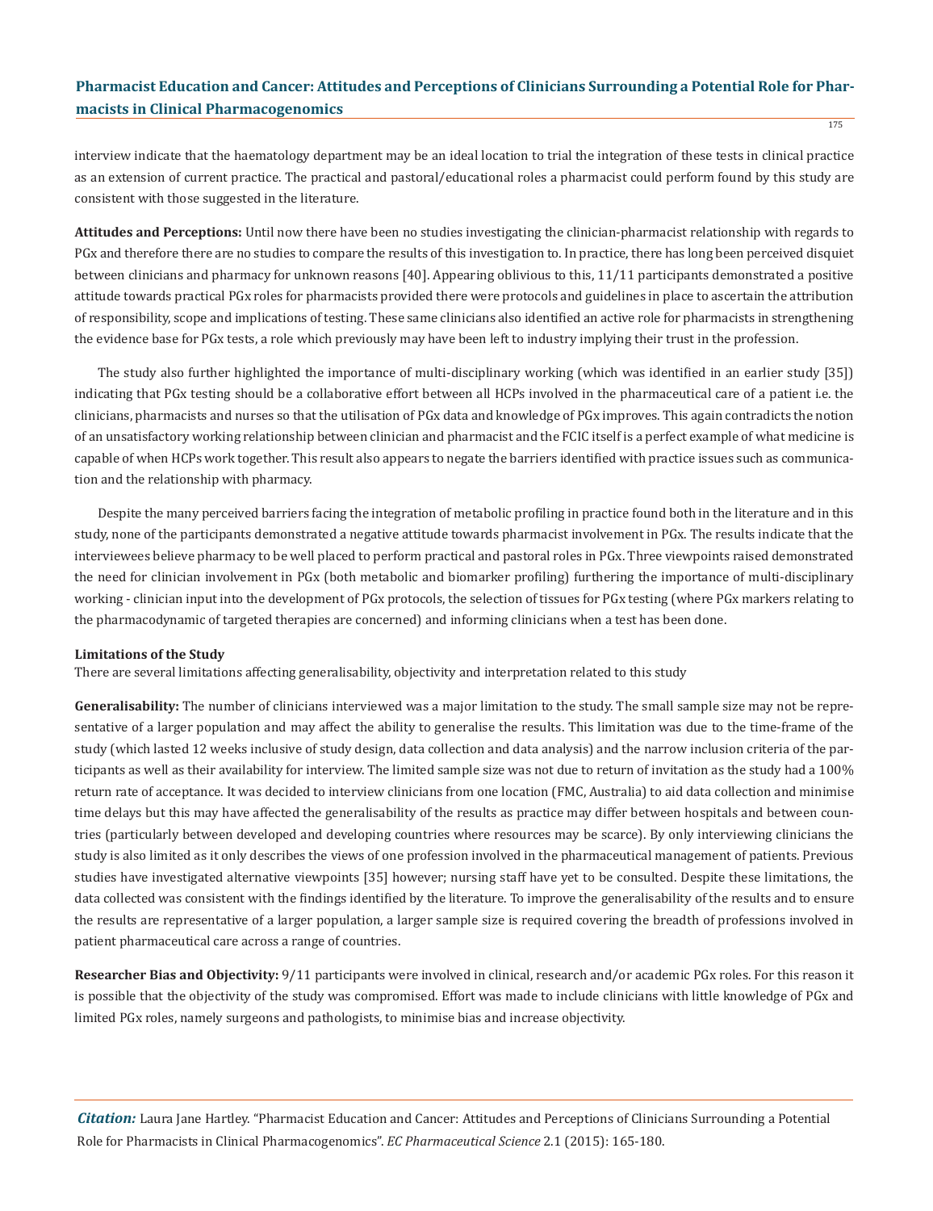interview indicate that the haematology department may be an ideal location to trial the integration of these tests in clinical practice as an extension of current practice. The practical and pastoral/educational roles a pharmacist could perform found by this study are consistent with those suggested in the literature.

**Attitudes and Perceptions:** Until now there have been no studies investigating the clinician-pharmacist relationship with regards to PGx and therefore there are no studies to compare the results of this investigation to. In practice, there has long been perceived disquiet between clinicians and pharmacy for unknown reasons [40]. Appearing oblivious to this, 11/11 participants demonstrated a positive attitude towards practical PGx roles for pharmacists provided there were protocols and guidelines in place to ascertain the attribution of responsibility, scope and implications of testing. These same clinicians also identified an active role for pharmacists in strengthening the evidence base for PGx tests, a role which previously may have been left to industry implying their trust in the profession.

The study also further highlighted the importance of multi-disciplinary working (which was identified in an earlier study [35]) indicating that PGx testing should be a collaborative effort between all HCPs involved in the pharmaceutical care of a patient i.e. the clinicians, pharmacists and nurses so that the utilisation of PGx data and knowledge of PGx improves. This again contradicts the notion of an unsatisfactory working relationship between clinician and pharmacist and the FCIC itself is a perfect example of what medicine is capable of when HCPs work together. This result also appears to negate the barriers identified with practice issues such as communication and the relationship with pharmacy.

Despite the many perceived barriers facing the integration of metabolic profiling in practice found both in the literature and in this study, none of the participants demonstrated a negative attitude towards pharmacist involvement in PGx. The results indicate that the interviewees believe pharmacy to be well placed to perform practical and pastoral roles in PGx. Three viewpoints raised demonstrated the need for clinician involvement in PGx (both metabolic and biomarker profiling) furthering the importance of multi-disciplinary working - clinician input into the development of PGx protocols, the selection of tissues for PGx testing (where PGx markers relating to the pharmacodynamic of targeted therapies are concerned) and informing clinicians when a test has been done.

**Limitations of the Study**

There are several limitations affecting generalisability, objectivity and interpretation related to this study

**Generalisability:** The number of clinicians interviewed was a major limitation to the study. The small sample size may not be representative of a larger population and may affect the ability to generalise the results. This limitation was due to the time-frame of the study (which lasted 12 weeks inclusive of study design, data collection and data analysis) and the narrow inclusion criteria of the participants as well as their availability for interview. The limited sample size was not due to return of invitation as the study had a 100% return rate of acceptance. It was decided to interview clinicians from one location (FMC, Australia) to aid data collection and minimise time delays but this may have affected the generalisability of the results as practice may differ between hospitals and between countries (particularly between developed and developing countries where resources may be scarce). By only interviewing clinicians the study is also limited as it only describes the views of one profession involved in the pharmaceutical management of patients. Previous studies have investigated alternative viewpoints [35] however; nursing staff have yet to be consulted. Despite these limitations, the data collected was consistent with the findings identified by the literature. To improve the generalisability of the results and to ensure the results are representative of a larger population, a larger sample size is required covering the breadth of professions involved in patient pharmaceutical care across a range of countries.

**Researcher Bias and Objectivity:** 9/11 participants were involved in clinical, research and/or academic PGx roles. For this reason it is possible that the objectivity of the study was compromised. Effort was made to include clinicians with little knowledge of PGx and limited PGx roles, namely surgeons and pathologists, to minimise bias and increase objectivity.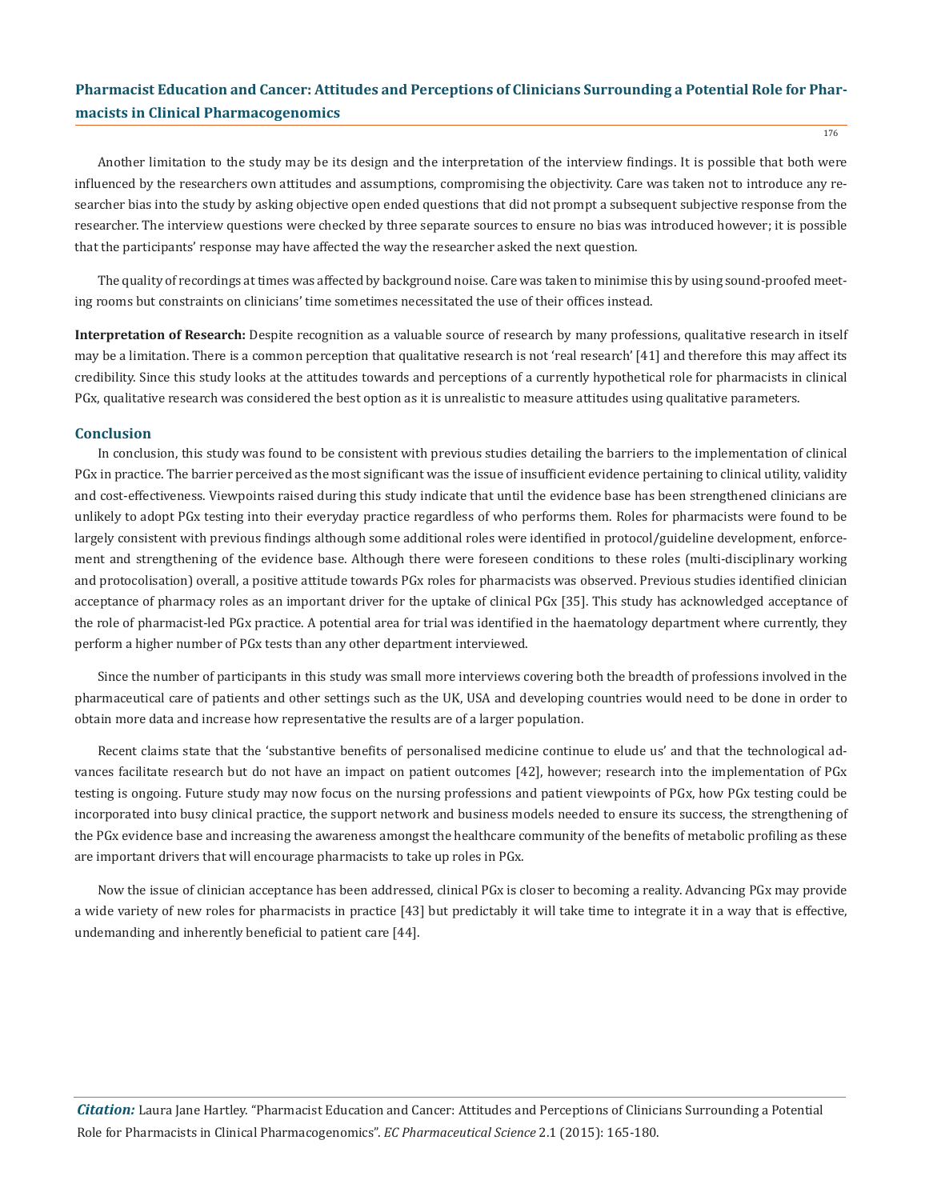Another limitation to the study may be its design and the interpretation of the interview findings. It is possible that both were influenced by the researchers own attitudes and assumptions, compromising the objectivity. Care was taken not to introduce any researcher bias into the study by asking objective open ended questions that did not prompt a subsequent subjective response from the researcher. The interview questions were checked by three separate sources to ensure no bias was introduced however; it is possible that the participants' response may have affected the way the researcher asked the next question.

The quality of recordings at times was affected by background noise. Care was taken to minimise this by using sound-proofed meeting rooms but constraints on clinicians' time sometimes necessitated the use of their offices instead.

**Interpretation of Research:** Despite recognition as a valuable source of research by many professions, qualitative research in itself may be a limitation. There is a common perception that qualitative research is not 'real research' [41] and therefore this may affect its credibility. Since this study looks at the attitudes towards and perceptions of a currently hypothetical role for pharmacists in clinical PGx, qualitative research was considered the best option as it is unrealistic to measure attitudes using qualitative parameters.

## Conclusion

In conclusion, this study was found to be consistent with previous studies detailing the barriers to the implementation of clinical PGx in practice. The barrier perceived as the most significant was the issue of insufficient evidence pertaining to clinical utility, validity and cost-effectiveness. Viewpoints raised during this study indicate that until the evidence base has been strengthened clinicians are unlikely to adopt PGx testing into their everyday practice regardless of who performs them. Roles for pharmacists were found to be largely consistent with previous findings although some additional roles were identified in protocol/guideline development, enforcement and strengthening of the evidence base. Although there were foreseen conditions to these roles (multi-disciplinary working and protocolisation) overall, a positive attitude towards PGx roles for pharmacists was observed. Previous studies identified clinician acceptance of pharmacy roles as an important driver for the uptake of clinical PGx [35]. This study has acknowledged acceptance of the role of pharmacist-led PGx practice. A potential area for trial was identified in the haematology department where currently, they perform a higher number of PGx tests than any other department interviewed.

Since the number of participants in this study was small more interviews covering both the breadth of professions involved in the pharmaceutical care of patients and other settings such as the UK, USA and developing countries would need to be done in order to obtain more data and increase how representative the results are of a larger population.

Recent claims state that the 'substantive benefits of personalised medicine continue to elude us' and that the technological advances facilitate research but do not have an impact on patient outcomes [42], however; research into the implementation of PGx testing is ongoing. Future study may now focus on the nursing professions and patient viewpoints of PGx, how PGx testing could be incorporated into busy clinical practice, the support network and business models needed to ensure its success, the strengthening of the PGx evidence base and increasing the awareness amongst the healthcare community of the benefits of metabolic profiling as these are important drivers that will encourage pharmacists to take up roles in PGx.

Now the issue of clinician acceptance has been addressed, clinical PGx is closer to becoming a reality. Advancing PGx may provide a wide variety of new roles for pharmacists in practice [43] but predictably it will take time to integrate it in a way that is effective, undemanding and inherently beneficial to patient care [44].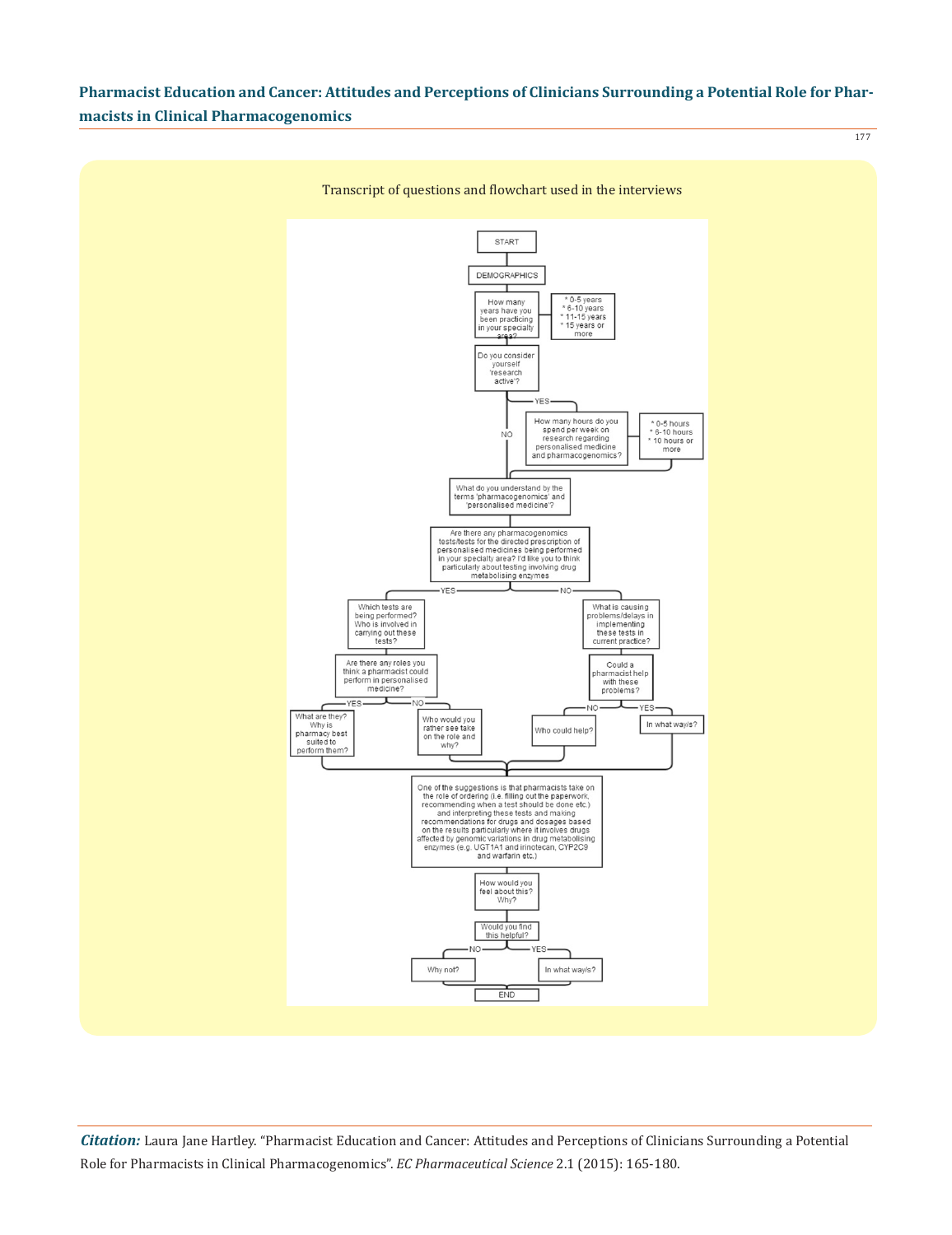Transcript of questions and flowchart used in the interviews

START

DEMOGRAPHICS

How many years have you been practicing in your specialty area?

- 0-5 years
- 6-10 years
- 11-15 years
- 15 years or more

Do you consider yourself 'research active'?

- YES → How many hours do you spend per week on research regarding personalised medicine and pharmacogenomics?
  - 0-5 hours
  - 6-10 hours
  - 10 hours or more
- NO

What do you understand by the terms 'pharmacogenomics' and 'personalised medicine'?

Are there any pharmacogenomics tests/tests for the directed prescription of personalised medicines being performed in your specialty area? I'd like you to think particularly about testing involving drug metabolising enzymes

- YES → Which tests are being performed? Who is involved in carrying out these tests?
  - Are there any roles you think a pharmacist could perform in personalised medicine?
    - YES → What are they? Why is pharmacy best suited to perform them?
    - NO → Who would you rather see take on the role and why?
- NO → What is causing problems/delays in implementing these tests in current practice?
  - Could a pharmacist help with these problems?
    - NO → Who could help?
    - YES → In what way/s?

One of the suggestions is that pharmacists take on the role of ordering (i.e. filling out the paperwork, recommending when a test should be done etc.) and interpreting these tests and making recommendations for drugs and dosages based on the results particularly where it involves drugs affected by genomic variations in drug metabolising enzymes (e.g. UGT1A1 and irinotecan, CYP2C9 and warfarin etc.)

How would you feel about this? Why?

Would you find this helpful?

- NO → Why not?
- YES → In what way/s?

END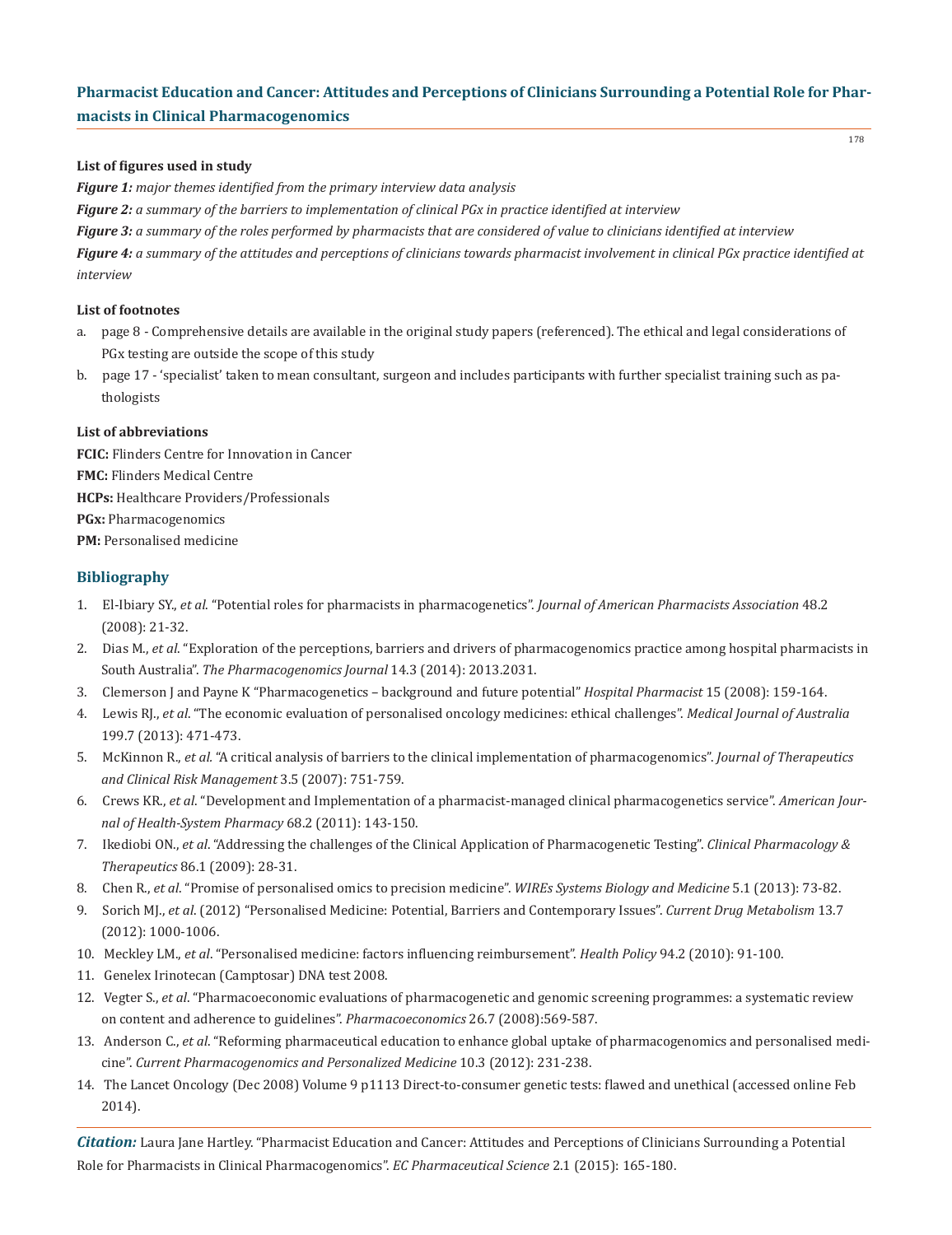**List of figures used in study**

***Figure 1:*** *major themes identified from the primary interview data analysis*

***Figure 2:*** *a summary of the barriers to implementation of clinical PGx in practice identified at interview*

***Figure 3:*** *a summary of the roles performed by pharmacists that are considered of value to clinicians identified at interview*

***Figure 4:*** *a summary of the attitudes and perceptions of clinicians towards pharmacist involvement in clinical PGx practice identified at interview*

**List of footnotes**

a. page 8 - Comprehensive details are available in the original study papers (referenced). The ethical and legal considerations of PGx testing are outside the scope of this study

b. page 17 - 'specialist' taken to mean consultant, surgeon and includes participants with further specialist training such as pathologists

**List of abbreviations**

**FCIC:** Flinders Centre for Innovation in Cancer

**FMC:** Flinders Medical Centre

**HCPs:** Healthcare Providers/Professionals

**PGx:** Pharmacogenomics

**PM:** Personalised medicine

## Bibliography

1. El-Ibiary SY., *et al*. "Potential roles for pharmacists in pharmacogenetics". *Journal of American Pharmacists Association* 48.2 (2008): 21-32.
2. Dias M., *et al*. "Exploration of the perceptions, barriers and drivers of pharmacogenomics practice among hospital pharmacists in South Australia". *The Pharmacogenomics Journal* 14.3 (2014): 2013.2031.
3. Clemerson J and Payne K "Pharmacogenetics – background and future potential" *Hospital Pharmacist* 15 (2008): 159-164.
4. Lewis RJ., *et al*. "The economic evaluation of personalised oncology medicines: ethical challenges". *Medical Journal of Australia* 199.7 (2013): 471-473.
5. McKinnon R., *et al*. "A critical analysis of barriers to the clinical implementation of pharmacogenomics". *Journal of Therapeutics and Clinical Risk Management* 3.5 (2007): 751-759.
6. Crews KR., *et al*. "Development and Implementation of a pharmacist-managed clinical pharmacogenetics service". *American Journal of Health-System Pharmacy* 68.2 (2011): 143-150.
7. Ikediobi ON., *et al*. "Addressing the challenges of the Clinical Application of Pharmacogenetic Testing". *Clinical Pharmacology & Therapeutics* 86.1 (2009): 28-31.
8. Chen R., *et al*. "Promise of personalised omics to precision medicine". *WIREs Systems Biology and Medicine* 5.1 (2013): 73-82.
9. Sorich MJ., *et al*. (2012) "Personalised Medicine: Potential, Barriers and Contemporary Issues". *Current Drug Metabolism* 13.7 (2012): 1000-1006.
10. Meckley LM., *et al*. "Personalised medicine: factors influencing reimbursement". *Health Policy* 94.2 (2010): 91-100.
11. Genelex Irinotecan (Camptosar) DNA test 2008.
12. Vegter S., *et al*. "Pharmacoeconomic evaluations of pharmacogenetic and genomic screening programmes: a systematic review on content and adherence to guidelines". *Pharmacoeconomics* 26.7 (2008):569-587.
13. Anderson C., *et al*. "Reforming pharmaceutical education to enhance global uptake of pharmacogenomics and personalised medicine". *Current Pharmacogenomics and Personalized Medicine* 10.3 (2012): 231-238.
14. The Lancet Oncology (Dec 2008) Volume 9 p1113 Direct-to-consumer genetic tests: flawed and unethical (accessed online Feb 2014).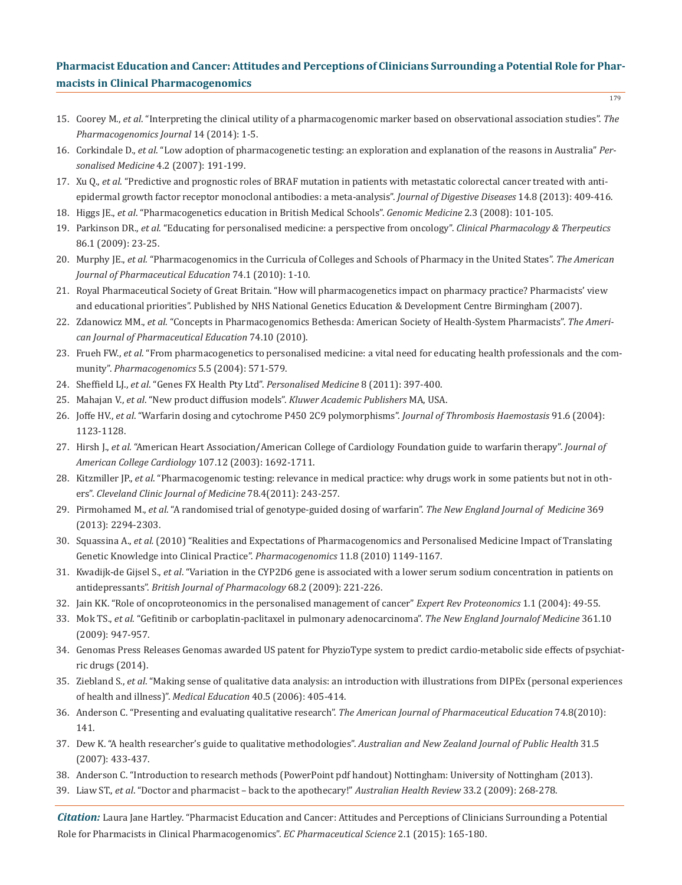15. Coorey M., *et al*. "Interpreting the clinical utility of a pharmacogenomic marker based on observational association studies". *The Pharmacogenomics Journal* 14 (2014): 1-5.
16. Corkindale D., *et al*. "Low adoption of pharmacogenetic testing: an exploration and explanation of the reasons in Australia" *Personalised Medicine* 4.2 (2007): 191-199.
17. Xu Q., *et al*. "Predictive and prognostic roles of BRAF mutation in patients with metastatic colorectal cancer treated with anti-epidermal growth factor receptor monoclonal antibodies: a meta-analysis". *Journal of Digestive Diseases* 14.8 (2013): 409-416.
18. Higgs JE., *et al*. "Pharmacogenetics education in British Medical Schools". *Genomic Medicine* 2.3 (2008): 101-105.
19. Parkinson DR., *et al*. "Educating for personalised medicine: a perspective from oncology". *Clinical Pharmacology & Therpeutics* 86.1 (2009): 23-25.
20. Murphy JE., *et al*. "Pharmacogenomics in the Curricula of Colleges and Schools of Pharmacy in the United States". *The American Journal of Pharmaceutical Education* 74.1 (2010): 1-10.
21. Royal Pharmaceutical Society of Great Britain. "How will pharmacogenetics impact on pharmacy practice? Pharmacists' view and educational priorities". Published by NHS National Genetics Education & Development Centre Birmingham (2007).
22. Zdanowicz MM., *et al*. "Concepts in Pharmacogenomics Bethesda: American Society of Health-System Pharmacists". *The American Journal of Pharmaceutical Education* 74.10 (2010).
23. Frueh FW., *et al*. "From pharmacogenetics to personalised medicine: a vital need for educating health professionals and the community". *Pharmacogenomics* 5.5 (2004): 571-579.
24. Sheffield LJ., *et al*. "Genes FX Health Pty Ltd". *Personalised Medicine* 8 (2011): 397-400.
25. Mahajan V., *et al*. "New product diffusion models". *Kluwer Academic Publishers* MA, USA.
26. Joffe HV., *et al*. "Warfarin dosing and cytochrome P450 2C9 polymorphisms". *Journal of Thrombosis Haemostasis* 91.6 (2004): 1123-1128.
27. Hirsh J., *et al*. "American Heart Association/American College of Cardiology Foundation guide to warfarin therapy". *Journal of American College Cardiology* 107.12 (2003): 1692-1711.
28. Kitzmiller JP., *et al*. "Pharmacogenomic testing: relevance in medical practice: why drugs work in some patients but not in others". *Cleveland Clinic Journal of Medicine* 78.4(2011): 243-257.
29. Pirmohamed M., *et al*. "A randomised trial of genotype-guided dosing of warfarin". *The New England Journal of Medicine* 369 (2013): 2294-2303.
30. Squassina A., *et al*. (2010) "Realities and Expectations of Pharmacogenomics and Personalised Medicine Impact of Translating Genetic Knowledge into Clinical Practice". *Pharmacogenomics* 11.8 (2010) 1149-1167.
31. Kwadijk-de Gijsel S., *et al*. "Variation in the CYP2D6 gene is associated with a lower serum sodium concentration in patients on antidepressants". *British Journal of Pharmacology* 68.2 (2009): 221-226.
32. Jain KK. "Role of oncoproteonomics in the personalised management of cancer" *Expert Rev Proteonomics* 1.1 (2004): 49-55.
33. Mok TS., *et al*. "Gefitinib or carboplatin-paclitaxel in pulmonary adenocarcinoma". *The New England Journalof Medicine* 361.10 (2009): 947-957.
34. Genomas Press Releases Genomas awarded US patent for PhyzioType system to predict cardio-metabolic side effects of psychiatric drugs (2014).
35. Ziebland S., *et al*. "Making sense of qualitative data analysis: an introduction with illustrations from DIPEx (personal experiences of health and illness)". *Medical Education* 40.5 (2006): 405-414.
36. Anderson C. "Presenting and evaluating qualitative research". *The American Journal of Pharmaceutical Education* 74.8(2010): 141.
37. Dew K. "A health researcher's guide to qualitative methodologies". *Australian and New Zealand Journal of Public Health* 31.5 (2007): 433-437.
38. Anderson C. "Introduction to research methods (PowerPoint pdf handout) Nottingham: University of Nottingham (2013).
39. Liaw ST., *et al*. "Doctor and pharmacist – back to the apothecary!" *Australian Health Review* 33.2 (2009): 268-278.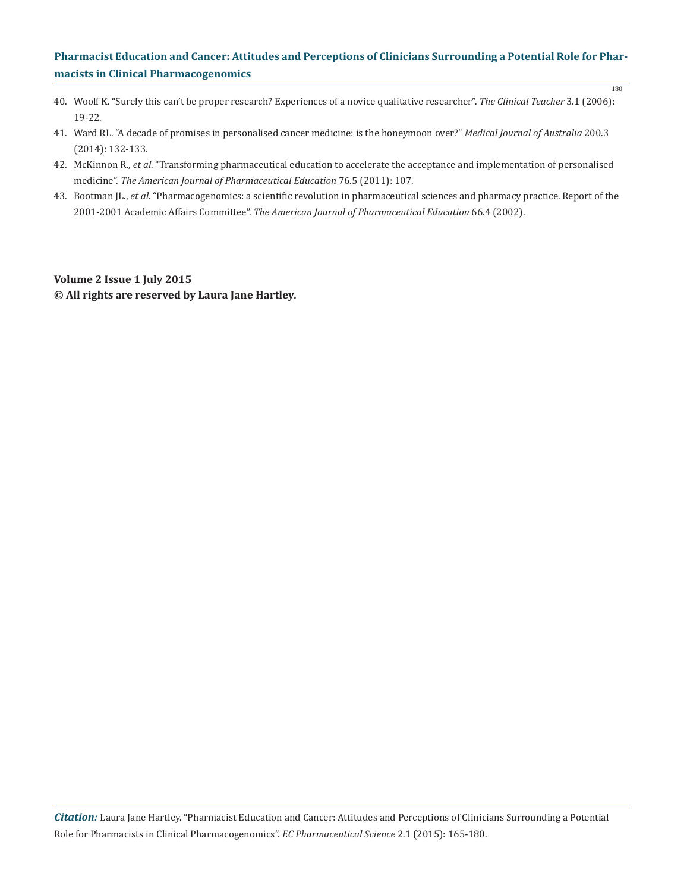40. Woolf K. “Surely this can’t be proper research? Experiences of a novice qualitative researcher”. *The Clinical Teacher* 3.1 (2006): 19-22.
41. Ward RL. “A decade of promises in personalised cancer medicine: is the honeymoon over?” *Medical Journal of Australia* 200.3 (2014): 132-133.
42. McKinnon R., *et al*. “Transforming pharmaceutical education to accelerate the acceptance and implementation of personalised medicine”. *The American Journal of Pharmaceutical Education* 76.5 (2011): 107.
43. Bootman JL., *et al*. “Pharmacogenomics: a scientific revolution in pharmaceutical sciences and pharmacy practice. Report of the 2001-2001 Academic Affairs Committee”. *The American Journal of Pharmaceutical Education* 66.4 (2002).

**Volume 2 Issue 1 July 2015**
**© All rights are reserved by Laura Jane Hartley.**